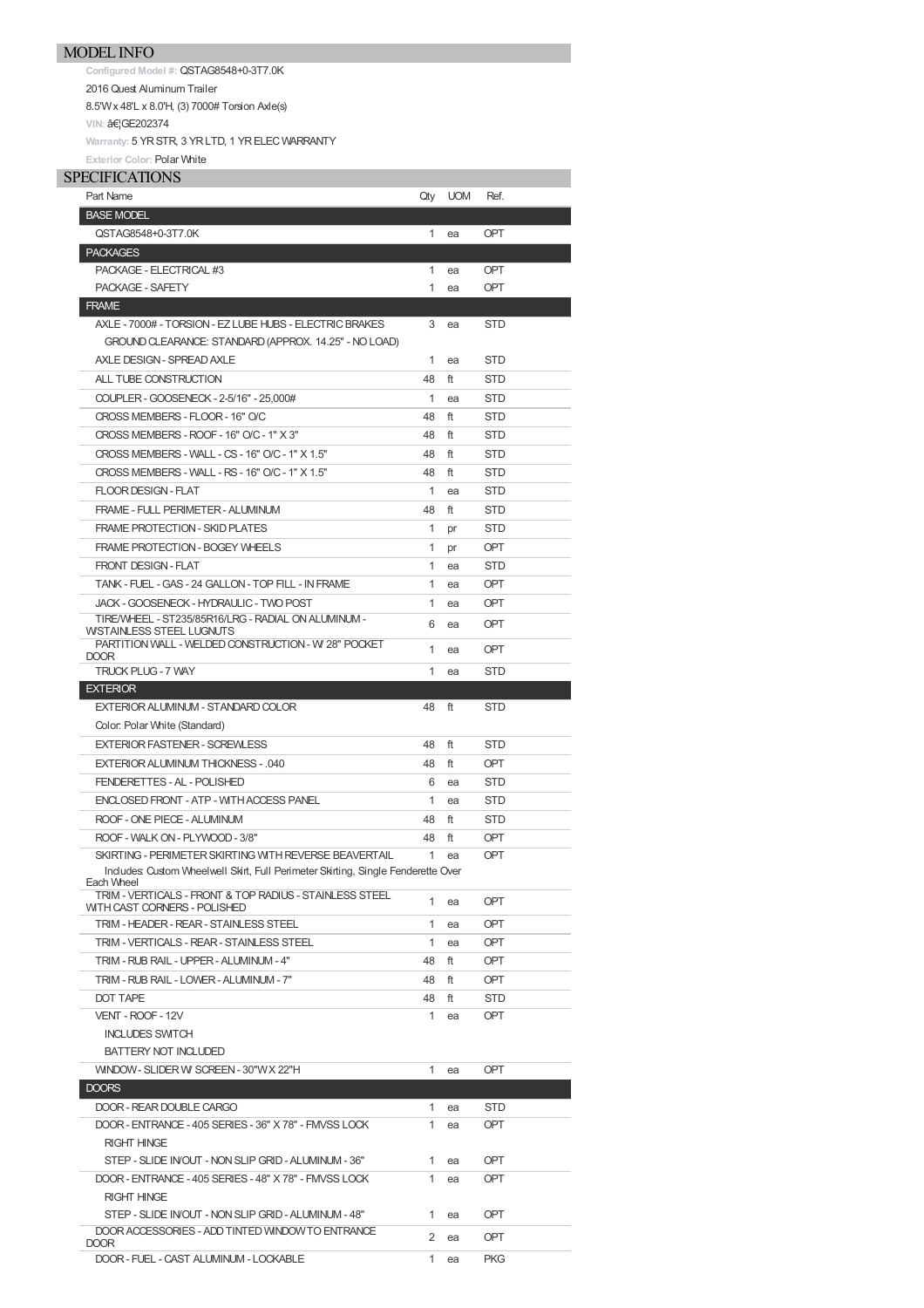## MODEL INFO

Configured Model #: QSTAG8548+0-3T7.0K

2016 Quest Aluminum Trailer

8.5'W x 48'L x 8.0'H, (3) 7000# Torsion Axle(s)

VIN: â€¦GE202374

Warranty: 5 YR STR, 3 YR LTD, 1 YR ELEC WARRANTY

Exterior Color: Polar White

## SPECIFICATIONS

| Part Name | Qty | UOM | Ref. |
|---|---|---|---|
| **BASE MODEL** | | | |
| QSTAG8548+0-3T7.0K | 1 | ea | OPT |
| **PACKAGES** | | | |
| PACKAGE - ELECTRICAL #3 | 1 | ea | OPT |
| PACKAGE - SAFETY | 1 | ea | OPT |
| **FRAME** | | | |
| AXLE - 7000# - TORSION - EZ LUBE HUBS - ELECTRIC BRAKES | 3 | ea | STD |
| GROUND CLEARANCE: STANDARD (APPROX. 14.25" - NO LOAD) | | | |
| AXLE DESIGN - SPREAD AXLE | 1 | ea | STD |
| ALL TUBE CONSTRUCTION | 48 | ft | STD |
| COUPLER - GOOSENECK - 2-5/16" - 25,000# | 1 | ea | STD |
| CROSS MEMBERS - FLOOR - 16" O/C | 48 | ft | STD |
| CROSS MEMBERS - ROOF - 16" O/C - 1" X 3" | 48 | ft | STD |
| CROSS MEMBERS - WALL - CS - 16" O/C - 1" X 1.5" | 48 | ft | STD |
| CROSS MEMBERS - WALL - RS - 16" O/C - 1" X 1.5" | 48 | ft | STD |
| FLOOR DESIGN - FLAT | 1 | ea | STD |
| FRAME - FULL PERIMETER - ALUMINUM | 48 | ft | STD |
| FRAME PROTECTION - SKID PLATES | 1 | pr | STD |
| FRAME PROTECTION - BOGEY WHEELS | 1 | pr | OPT |
| FRONT DESIGN - FLAT | 1 | ea | STD |
| TANK - FUEL - GAS - 24 GALLON - TOP FILL - IN FRAME | 1 | ea | OPT |
| JACK - GOOSENECK - HYDRAULIC - TWO POST | 1 | ea | OPT |
| TIRE/WHEEL - ST235/85R16/LRG - RADIAL ON ALUMINUM - W/STAINLESS STEEL LUGNUTS | 6 | ea | OPT |
| PARTITION WALL - WELDED CONSTRUCTION - W/ 28" POCKET DOOR | 1 | ea | OPT |
| TRUCK PLUG - 7 WAY | 1 | ea | STD |
| **EXTERIOR** | | | |
| EXTERIOR ALUMINUM - STANDARD COLOR | 48 | ft | STD |
| Color: Polar White (Standard) | | | |
| EXTERIOR FASTENER - SCREWLESS | 48 | ft | STD |
| EXTERIOR ALUMINUM THICKNESS - .040 | 48 | ft | OPT |
| FENDERETTES - AL - POLISHED | 6 | ea | STD |
| ENCLOSED FRONT - ATP - WITH ACCESS PANEL | 1 | ea | STD |
| ROOF - ONE PIECE - ALUMINUM | 48 | ft | STD |
| ROOF - WALK ON - PLYWOOD - 3/8" | 48 | ft | OPT |
| SKIRTING - PERIMETER SKIRTING WITH REVERSE BEAVERTAIL | 1 | ea | OPT |
| Includes: Custom Wheelwell Skirt, Full Perimeter Skirting, Single Fenderette Over Each Wheel | | | |
| TRIM - VERTICALS - FRONT & TOP RADIUS - STAINLESS STEEL WITH CAST CORNERS - POLISHED | 1 | ea | OPT |
| TRIM - HEADER - REAR - STAINLESS STEEL | 1 | ea | OPT |
| TRIM - VERTICALS - REAR - STAINLESS STEEL | 1 | ea | OPT |
| TRIM - RUB RAIL - UPPER - ALUMINUM - 4" | 48 | ft | OPT |
| TRIM - RUB RAIL - LOWER - ALUMINUM - 7" | 48 | ft | OPT |
| DOT TAPE | 48 | ft | STD |
| VENT - ROOF - 12V | 1 | ea | OPT |
| INCLUDES SWITCH | | | |
| BATTERY NOT INCLUDED | | | |
| WINDOW - SLIDER W/ SCREEN - 30"W X 22"H | 1 | ea | OPT |
| **DOORS** | | | |
| DOOR - REAR DOUBLE CARGO | 1 | ea | STD |
| DOOR - ENTRANCE - 405 SERIES - 36" X 78" - FMVSS LOCK | 1 | ea | OPT |
| RIGHT HINGE | | | |
| STEP - SLIDE IN/OUT - NON SLIP GRID - ALUMINUM - 36" | 1 | ea | OPT |
| DOOR - ENTRANCE - 405 SERIES - 48" X 78" - FMVSS LOCK | 1 | ea | OPT |
| RIGHT HINGE | | | |
| STEP - SLIDE IN/OUT - NON SLIP GRID - ALUMINUM - 48" | 1 | ea | OPT |
| DOOR ACCESSORIES - ADD TINTED WINDOW TO ENTRANCE DOOR | 2 | ea | OPT |
| DOOR - FUEL - CAST ALUMINUM - LOCKABLE | 1 | ea | PKG |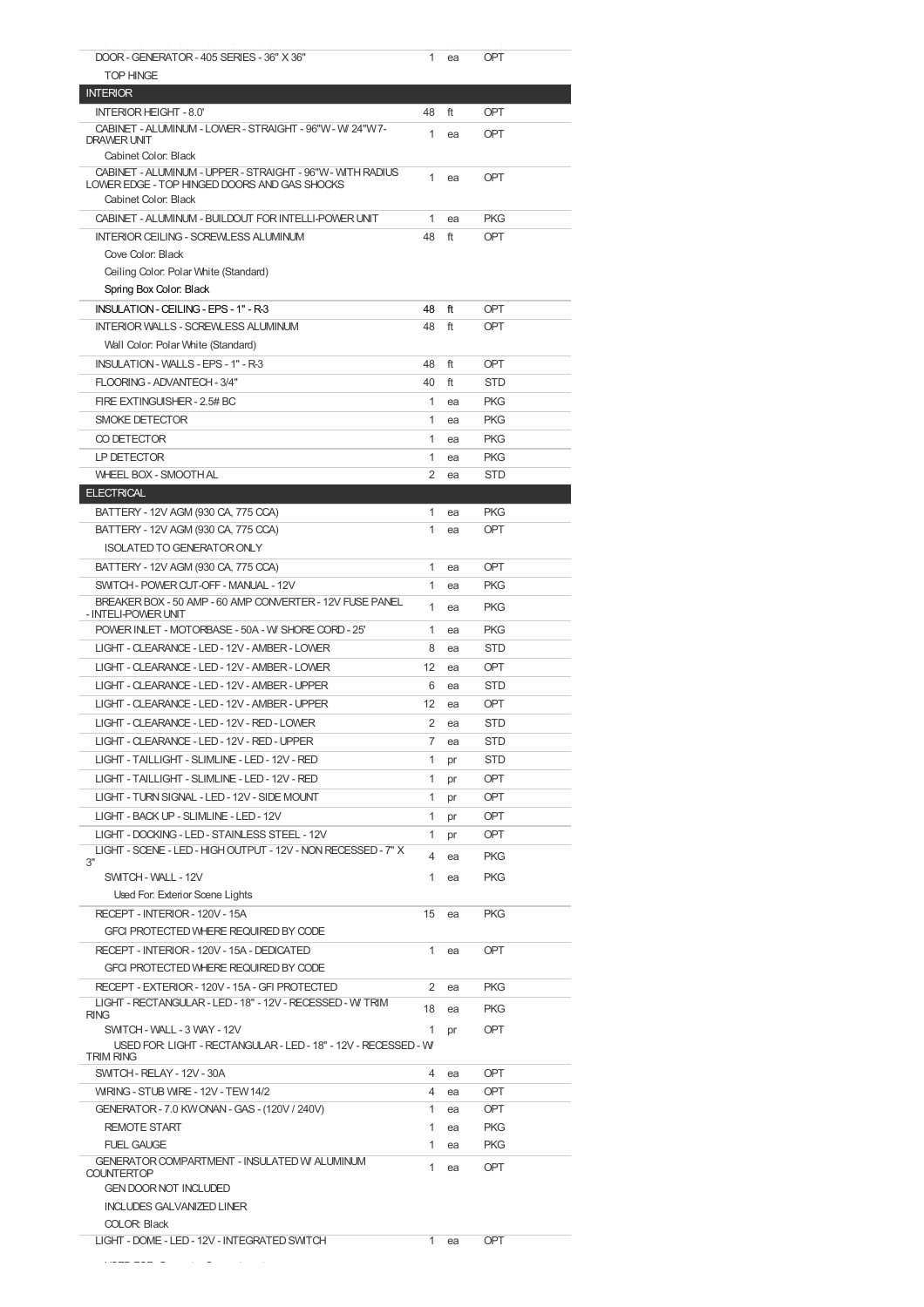| | | | |
|---|---|---|---|
| DOOR - GENERATOR - 405 SERIES - 36" X 36" | 1 | ea | OPT |
| TOP HINGE | | | |

## INTERIOR

| | | | |
|---|---|---|---|
| INTERIOR HEIGHT - 8.0' | 48 | ft | OPT |
| CABINET - ALUMINUM - LOWER - STRAIGHT - 96"W - W/ 24"W 7-DRAWER UNIT | 1 | ea | OPT |
| Cabinet Color: Black | | | |
| CABINET - ALUMINUM - UPPER - STRAIGHT - 96"W - WITH RADIUS LOWER EDGE - TOP HINGED DOORS AND GAS SHOCKS | 1 | ea | OPT |
| Cabinet Color: Black | | | |
| CABINET - ALUMINUM - BUILDOUT FOR INTELLI-POWER UNIT | 1 | ea | PKG |
| INTERIOR CEILING - SCREWLESS ALUMINUM | 48 | ft | OPT |
| Cove Color: Black | | | |
| Ceiling Color: Polar White (Standard) | | | |
| Spring Box Color: Black | | | |
| INSULATION - CEILING - EPS - 1" - R-3 | 48 | ft | OPT |
| INTERIOR WALLS - SCREWLESS ALUMINUM | 48 | ft | OPT |
| Wall Color: Polar White (Standard) | | | |
| INSULATION - WALLS - EPS - 1" - R-3 | 48 | ft | OPT |
| FLOORING - ADVANTECH - 3/4" | 40 | ft | STD |
| FIRE EXTINGUISHER - 2.5# BC | 1 | ea | PKG |
| SMOKE DETECTOR | 1 | ea | PKG |
| CO DETECTOR | 1 | ea | PKG |
| LP DETECTOR | 1 | ea | PKG |
| WHEEL BOX - SMOOTH AL | 2 | ea | STD |

## ELECTRICAL

| | | | |
|---|---|---|---|
| BATTERY - 12V AGM (930 CA, 775 CCA) | 1 | ea | PKG |
| BATTERY - 12V AGM (930 CA, 775 CCA) | 1 | ea | OPT |
| ISOLATED TO GENERATOR ONLY | | | |
| BATTERY - 12V AGM (930 CA, 775 CCA) | 1 | ea | OPT |
| SWITCH - POWER CUT-OFF - MANUAL - 12V | 1 | ea | PKG |
| BREAKER BOX - 50 AMP - 60 AMP CONVERTER - 12V FUSE PANEL - INTELI-POWER UNIT | 1 | ea | PKG |
| POWER INLET - MOTORBASE - 50A - W/ SHORE CORD - 25' | 1 | ea | PKG |
| LIGHT - CLEARANCE - LED - 12V - AMBER - LOWER | 8 | ea | STD |
| LIGHT - CLEARANCE - LED - 12V - AMBER - LOWER | 12 | ea | OPT |
| LIGHT - CLEARANCE - LED - 12V - AMBER - UPPER | 6 | ea | STD |
| LIGHT - CLEARANCE - LED - 12V - AMBER - UPPER | 12 | ea | OPT |
| LIGHT - CLEARANCE - LED - 12V - RED - LOWER | 2 | ea | STD |
| LIGHT - CLEARANCE - LED - 12V - RED - UPPER | 7 | ea | STD |
| LIGHT - TAILLIGHT - SLIMLINE - LED - 12V - RED | 1 | pr | STD |
| LIGHT - TAILLIGHT - SLIMLINE - LED - 12V - RED | 1 | pr | OPT |
| LIGHT - TURN SIGNAL - LED - 12V - SIDE MOUNT | 1 | pr | OPT |
| LIGHT - BACK UP - SLIMLINE - LED - 12V | 1 | pr | OPT |
| LIGHT - DOCKING - LED - STAINLESS STEEL - 12V | 1 | pr | OPT |
| LIGHT - SCENE - LED - HIGH OUTPUT - 12V - NON RECESSED - 7" X 3" | 4 | ea | PKG |
| SWITCH - WALL - 12V | 1 | ea | PKG |
| Used For: Exterior Scene Lights | | | |
| RECEPT - INTERIOR - 120V - 15A | 15 | ea | PKG |
| GFCI PROTECTED WHERE REQUIRED BY CODE | | | |
| RECEPT - INTERIOR - 120V - 15A - DEDICATED | 1 | ea | OPT |
| GFCI PROTECTED WHERE REQUIRED BY CODE | | | |
| RECEPT - EXTERIOR - 120V - 15A - GFI PROTECTED | 2 | ea | PKG |
| LIGHT - RECTANGULAR - LED - 18" - 12V - RECESSED - W/ TRIM RING | 18 | ea | PKG |
| SWITCH - WALL - 3 WAY - 12V | 1 | pr | OPT |
| USED FOR: LIGHT - RECTANGULAR - LED - 18" - 12V - RECESSED - W/ TRIM RING | | | |
| SWITCH - RELAY - 12V - 30A | 4 | ea | OPT |
| WIRING - STUB WIRE - 12V - TEW 14/2 | 4 | ea | OPT |
| GENERATOR - 7.0 KW ONAN - GAS - (120V / 240V) | 1 | ea | OPT |
| REMOTE START | 1 | ea | PKG |
| FUEL GAUGE | 1 | ea | PKG |
| GENERATOR COMPARTMENT - INSULATED W/ ALUMINUM COUNTERTOP | 1 | ea | OPT |
| GEN DOOR NOT INCLUDED | | | |
| INCLUDES GALVANIZED LINER | | | |
| COLOR: Black | | | |
| LIGHT - DOME - LED - 12V - INTEGRATED SWITCH | 1 | ea | OPT |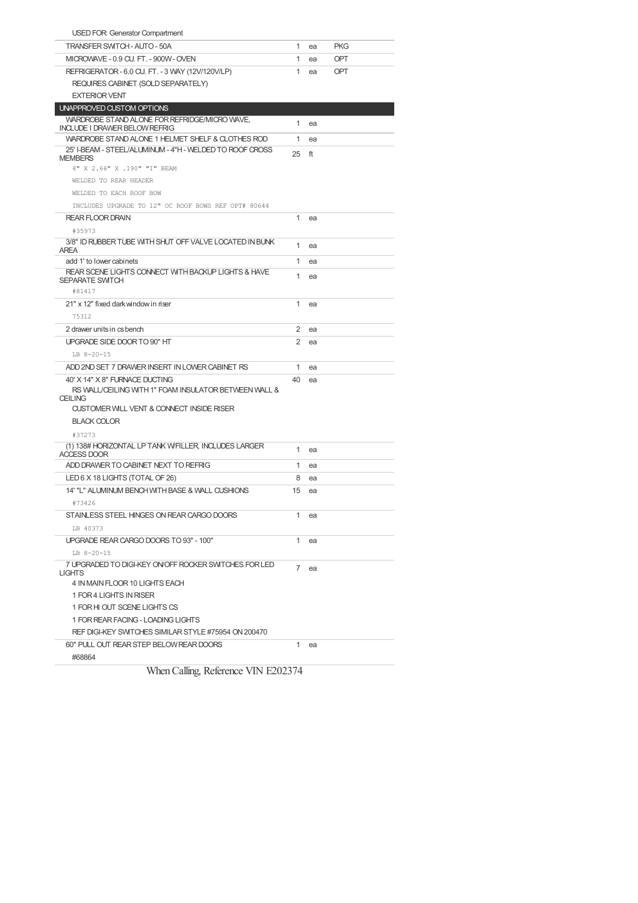USED FOR: Generator Compartment

| | | | |
|---|---|---|---|
| TRANSFER SWITCH - AUTO - 50A | 1 | ea | PKG |
| MICROWAVE - 0.9 CU. FT. - 900W - OVEN | 1 | ea | OPT |
| REFRIGERATOR - 6.0 CU. FT. - 3 WAY (12V/120V/LP)<br>REQUIRES CABINET (SOLD SEPARATELY)<br>EXTERIOR VENT | 1 | ea | OPT |

## UNAPPROVED CUSTOM OPTIONS

| | | | |
|---|---|---|---|
| WARDROBE STAND ALONE FOR REFRIDGE/MICRO WAVE, INCLUDE I DRAWER BELOW REFRIG | 1 | ea | |
| WARDROBE STAND ALONE 1 HELMET SHELF & CLOTHES ROD | 1 | ea | |
| 25' I-BEAM - STEEL/ALUMINUM - 4"H - WELDED TO ROOF CROSS MEMBERS<br>4" X 2.66" X .190" "I" BEAM<br>WELDED TO REAR HEADER<br>WELDED TO EACH ROOF BOW<br>INCLUDES UPGRADE TO 12" OC ROOF BOWS REF OPT# 80644 | 25 | ft | |
| REAR FLOOR DRAIN<br>#35973 | 1 | ea | |
| 3/8" ID RUBBER TUBE WITH SHUT OFF VALVE LOCATED IN BUNK AREA | 1 | ea | |
| add 1' to lower cabinets | 1 | ea | |
| REAR SCENE LIGHTS CONNECT WITH BACKUP LIGHTS & HAVE SEPARATE SWITCH<br>#81417 | 1 | ea | |
| 21" x 12" fixed dark window in riser<br>75312 | 1 | ea | |
| 2 drawer units in cs bench | 2 | ea | |
| UPGRADE SIDE DOOR TO 90" HT<br>LB 8-20-15 | 2 | ea | |
| ADD 2ND SET 7 DRAWER INSERT IN LOWER CABINET RS | 1 | ea | |
| 40' X 14" X 8" FURNACE DUCTING<br>RS WALL/CEILING WITH 1" FOAM INSULATOR BETWEEN WALL & CEILING<br>CUSTOMER WILL VENT & CONNECT INSIDE RISER<br>BLACK COLOR<br>#37273 | 40 | ea | |
| (1) 138# HORIZONTAL LP TANK W/FILLER, INCLUDES LARGER ACCESS DOOR | 1 | ea | |
| ADD DRAWER TO CABINET NEXT TO REFRIG | 1 | ea | |
| LED 6 X 18 LIGHTS (TOTAL OF 26) | 8 | ea | |
| 14' "L" ALUMINUM BENCH WITH BASE & WALL CUSHIONS<br>#73426 | 15 | ea | |
| STAINLESS STEEL HINGES ON REAR CARGO DOORS<br>LB 40373 | 1 | ea | |
| UPGRADE REAR CARGO DOORS TO 93" - 100"<br>LB 8-20-15 | 1 | ea | |
| 7 UPGRADED TO DIGI-KEY ON/OFF ROCKER SWITCHES FOR LED LIGHTS<br>4 IN MAIN FLOOR 10 LIGHTS EACH<br>1 FOR 4 LIGHTS IN RISER<br>1 FOR HI OUT SCENE LIGHTS CS<br>1 FOR REAR FACING - LOADING LIGHTS<br>REF DIGI-KEY SWITCHES SIMILAR STYLE #75954 ON 200470 | 7 | ea | |
| 60" PULL OUT REAR STEP BELOW REAR DOORS<br>#68864 | 1 | ea | |

When Calling, Reference VIN E202374